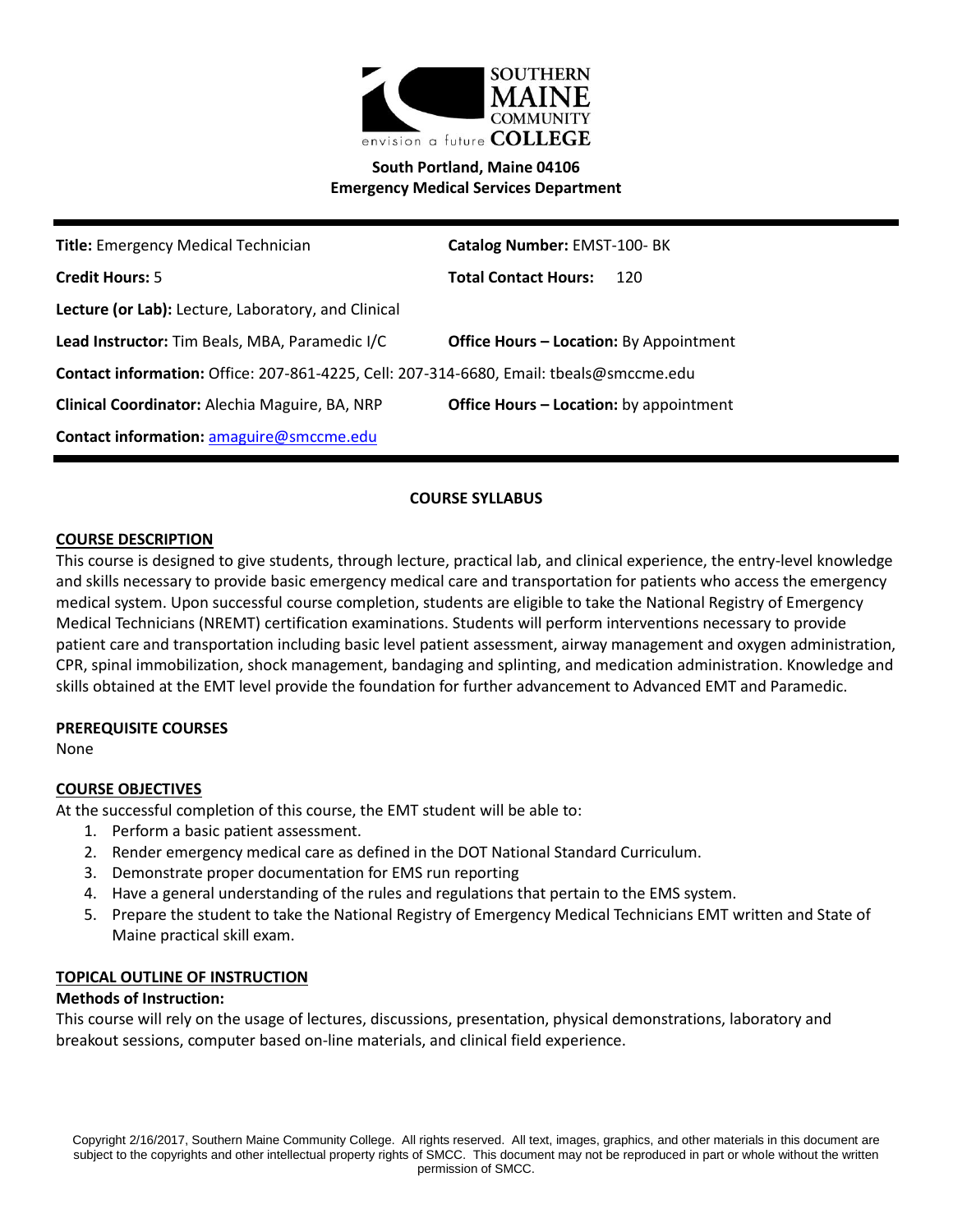SOUTHERN MAINE COMMUNITY COLLEGE

envision a future

**South Portland, Maine 04106**
**Emergency Medical Services Department**

| | |
|---|---|
| **Title:** Emergency Medical Technician | **Catalog Number:** EMST-100- BK |
| **Credit Hours:** 5 | **Total Contact Hours:** 120 |
| **Lecture (or Lab):** Lecture, Laboratory, and Clinical | |
| **Lead Instructor:** Tim Beals, MBA, Paramedic I/C | **Office Hours – Location:** By Appointment |
| **Contact information:** Office: 207-861-4225, Cell: 207-314-6680, Email: tbeals@smccme.edu | |
| **Clinical Coordinator:** Alechia Maguire, BA, NRP | **Office Hours – Location:** by appointment |
| **Contact information:** amaguire@smccme.edu | |

## COURSE SYLLABUS

### COURSE DESCRIPTION

This course is designed to give students, through lecture, practical lab, and clinical experience, the entry-level knowledge and skills necessary to provide basic emergency medical care and transportation for patients who access the emergency medical system. Upon successful course completion, students are eligible to take the National Registry of Emergency Medical Technicians (NREMT) certification examinations. Students will perform interventions necessary to provide patient care and transportation including basic level patient assessment, airway management and oxygen administration, CPR, spinal immobilization, shock management, bandaging and splinting, and medication administration. Knowledge and skills obtained at the EMT level provide the foundation for further advancement to Advanced EMT and Paramedic.

### PREREQUISITE COURSES

None

### COURSE OBJECTIVES

At the successful completion of this course, the EMT student will be able to:

1. Perform a basic patient assessment.
2. Render emergency medical care as defined in the DOT National Standard Curriculum.
3. Demonstrate proper documentation for EMS run reporting
4. Have a general understanding of the rules and regulations that pertain to the EMS system.
5. Prepare the student to take the National Registry of Emergency Medical Technicians EMT written and State of Maine practical skill exam.

### TOPICAL OUTLINE OF INSTRUCTION

**Methods of Instruction:**

This course will rely on the usage of lectures, discussions, presentation, physical demonstrations, laboratory and breakout sessions, computer based on-line materials, and clinical field experience.

Copyright 2/16/2017, Southern Maine Community College. All rights reserved. All text, images, graphics, and other materials in this document are subject to the copyrights and other intellectual property rights of SMCC. This document may not be reproduced in part or whole without the written permission of SMCC.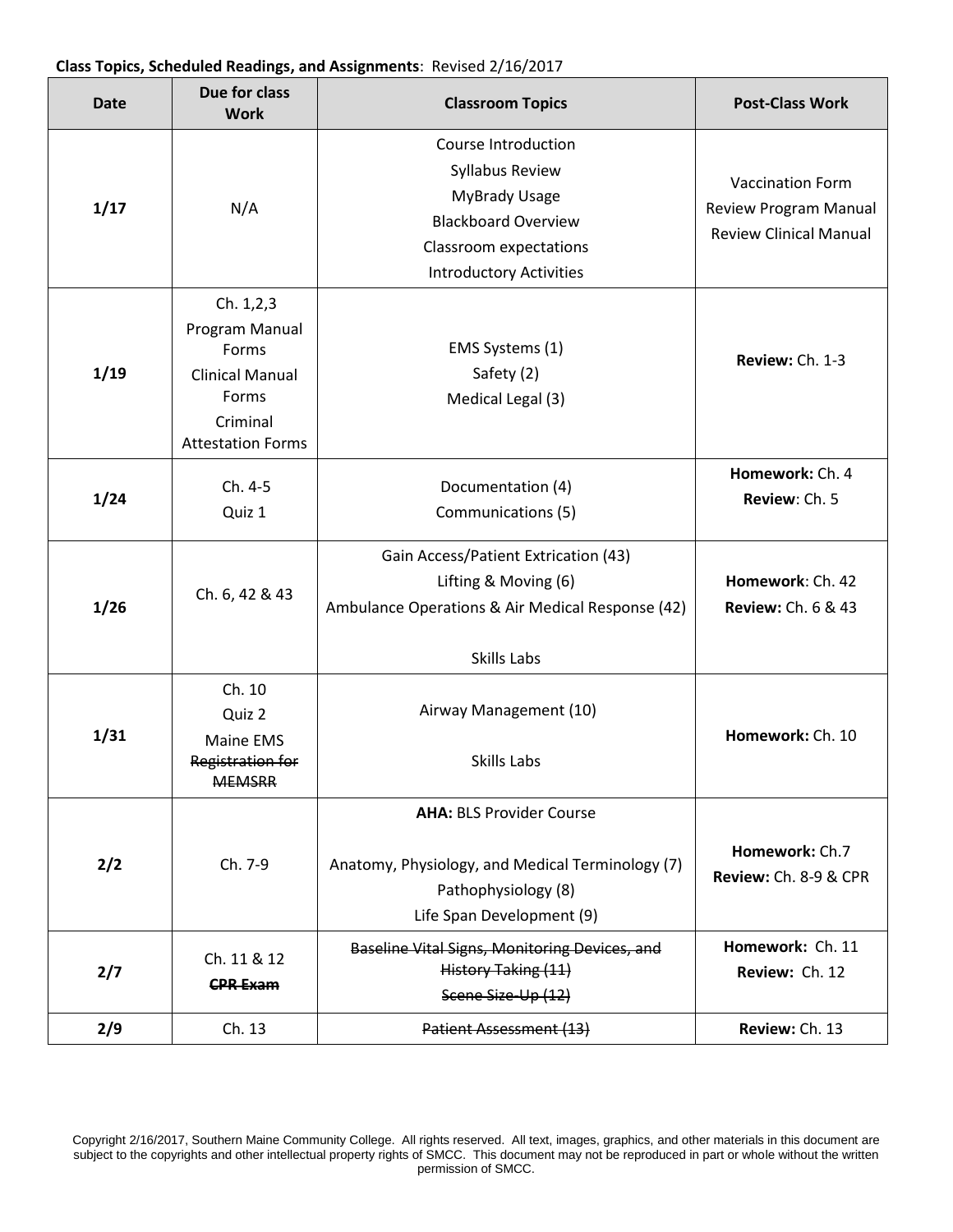**Class Topics, Scheduled Readings, and Assignments**: Revised 2/16/2017

| Date | Due for class Work | Classroom Topics | Post-Class Work |
|---|---|---|---|
| **1/17** | N/A | Course Introduction<br>Syllabus Review<br>MyBrady Usage<br>Blackboard Overview<br>Classroom expectations<br>Introductory Activities | Vaccination Form<br>Review Program Manual<br>Review Clinical Manual |
| **1/19** | Ch. 1,2,3<br>Program Manual Forms<br>Clinical Manual Forms<br>Criminal Attestation Forms | EMS Systems (1)<br>Safety (2)<br>Medical Legal (3) | **Review:** Ch. 1-3 |
| **1/24** | Ch. 4-5<br>Quiz 1 | Documentation (4)<br>Communications (5) | **Homework:** Ch. 4<br>**Review**: Ch. 5 |
| **1/26** | Ch. 6, 42 & 43 | Gain Access/Patient Extrication (43)<br>Lifting & Moving (6)<br>Ambulance Operations & Air Medical Response (42)<br><br>Skills Labs | **Homework**: Ch. 42<br>**Review:** Ch. 6 & 43 |
| **1/31** | Ch. 10<br>Quiz 2<br>Maine EMS ~~Registration for MEMSRR~~ | Airway Management (10)<br><br>Skills Labs | **Homework:** Ch. 10 |
| **2/2** | Ch. 7-9 | **AHA:** BLS Provider Course<br><br>Anatomy, Physiology, and Medical Terminology (7)<br>Pathophysiology (8)<br>Life Span Development (9) | **Homework:** Ch.7<br>**Review:** Ch. 8-9 & CPR |
| **2/7** | Ch. 11 & 12<br>~~**CPR Exam**~~ | ~~Baseline Vital Signs, Monitoring Devices, and History Taking (11)~~<br>~~Scene Size-Up (12)~~ | **Homework:** Ch. 11<br>**Review:** Ch. 12 |
| **2/9** | Ch. 13 | ~~Patient Assessment (13)~~ | **Review:** Ch. 13 |

Copyright 2/16/2017, Southern Maine Community College. All rights reserved. All text, images, graphics, and other materials in this document are subject to the copyrights and other intellectual property rights of SMCC. This document may not be reproduced in part or whole without the written permission of SMCC.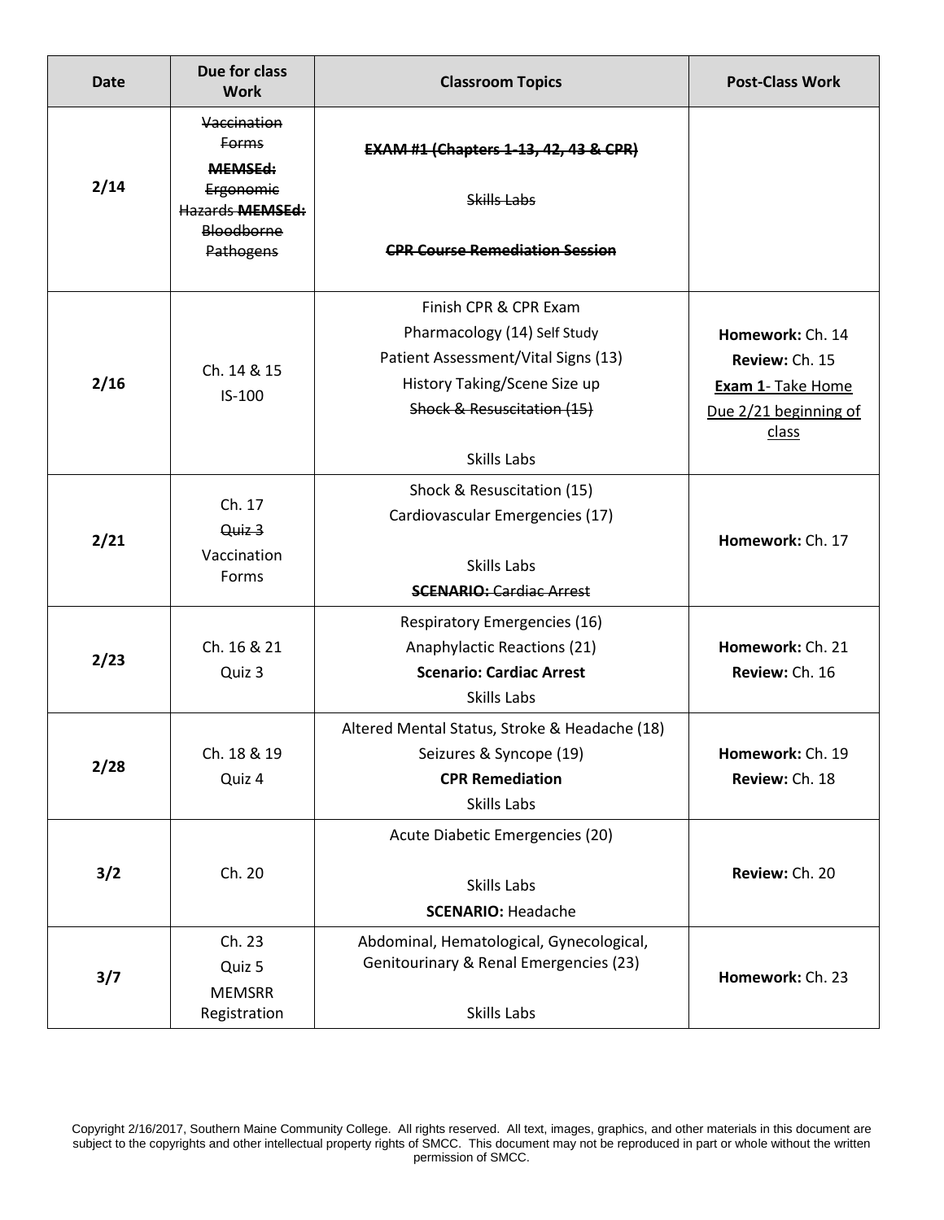| Date | Due for class Work | Classroom Topics | Post-Class Work |
|---|---|---|---|
| 2/14 | ~~Vaccination Forms~~<br>~~**MEMSEd:** Ergonomic Hazards~~ ~~**MEMSEd:** Bloodborne Pathogens~~ | ~~**EXAM #1 (Chapters 1-13, 42, 43 & CPR)**~~<br><br>~~Skills Labs~~<br><br>~~**CPR Course Remediation Session**~~ | |
| 2/16 | Ch. 14 & 15<br>IS-100 | Finish CPR & CPR Exam<br>Pharmacology (14) Self Study<br>Patient Assessment/Vital Signs (13)<br>History Taking/Scene Size up<br>~~Shock & Resuscitation (15)~~<br><br>Skills Labs | **Homework:** Ch. 14<br>**Review:** Ch. 15<br><u>**Exam 1**- Take Home</u><br><u>Due 2/21 beginning of class</u> |
| 2/21 | Ch. 17<br>~~Quiz 3~~<br>Vaccination Forms | Shock & Resuscitation (15)<br>Cardiovascular Emergencies (17)<br><br>Skills Labs<br>~~**SCENARIO:** Cardiac Arrest~~ | **Homework:** Ch. 17 |
| 2/23 | Ch. 16 & 21<br>Quiz 3 | Respiratory Emergencies (16)<br>Anaphylactic Reactions (21)<br>**Scenario: Cardiac Arrest**<br>Skills Labs | **Homework:** Ch. 21<br>**Review:** Ch. 16 |
| 2/28 | Ch. 18 & 19<br>Quiz 4 | Altered Mental Status, Stroke & Headache (18)<br>Seizures & Syncope (19)<br>**CPR Remediation**<br>Skills Labs | **Homework:** Ch. 19<br>**Review:** Ch. 18 |
| 3/2 | Ch. 20 | Acute Diabetic Emergencies (20)<br><br>Skills Labs<br>**SCENARIO:** Headache | **Review:** Ch. 20 |
| 3/7 | Ch. 23<br>Quiz 5<br>MEMSRR Registration | Abdominal, Hematological, Gynecological, Genitourinary & Renal Emergencies (23)<br><br>Skills Labs | **Homework:** Ch. 23 |

Copyright 2/16/2017, Southern Maine Community College. All rights reserved. All text, images, graphics, and other materials in this document are subject to the copyrights and other intellectual property rights of SMCC. This document may not be reproduced in part or whole without the written permission of SMCC.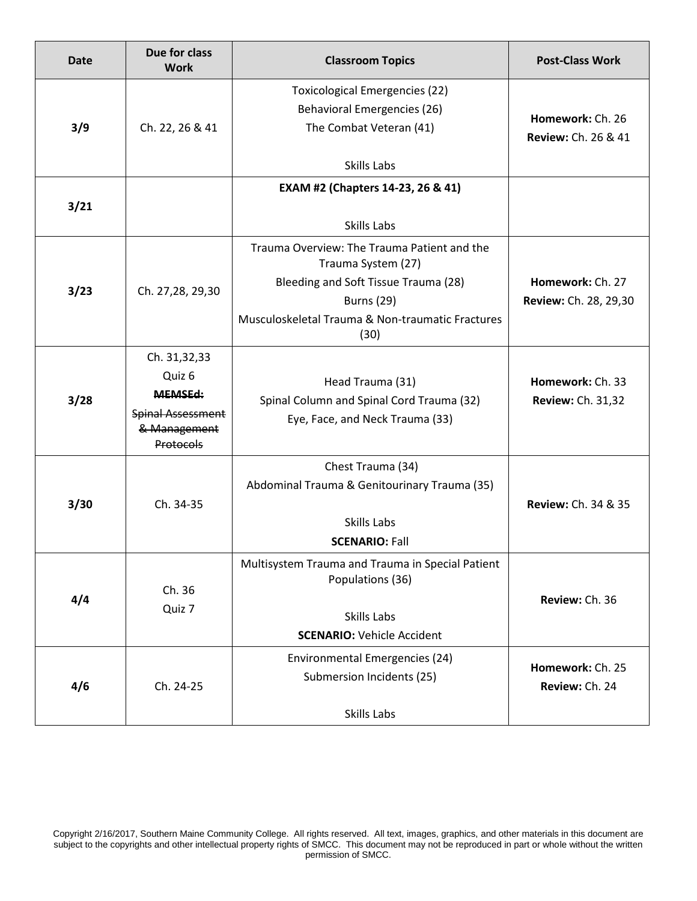| Date | Due for class Work | Classroom Topics | Post-Class Work |
|---|---|---|---|
| **3/9** | Ch. 22, 26 & 41 | Toxicological Emergencies (22)<br>Behavioral Emergencies (26)<br>The Combat Veteran (41)<br><br>Skills Labs | **Homework:** Ch. 26<br>**Review:** Ch. 26 & 41 |
| **3/21** | | **EXAM #2 (Chapters 14-23, 26 & 41)**<br><br>Skills Labs | |
| **3/23** | Ch. 27,28, 29,30 | Trauma Overview: The Trauma Patient and the Trauma System (27)<br>Bleeding and Soft Tissue Trauma (28)<br>Burns (29)<br>Musculoskeletal Trauma & Non-traumatic Fractures (30) | **Homework:** Ch. 27<br>**Review:** Ch. 28, 29,30 |
| **3/28** | Ch. 31,32,33<br>Quiz 6<br>~~**MEMSEd:**~~<br>~~Spinal Assessment & Management Protocols~~ | Head Trauma (31)<br>Spinal Column and Spinal Cord Trauma (32)<br>Eye, Face, and Neck Trauma (33) | **Homework:** Ch. 33<br>**Review:** Ch. 31,32 |
| **3/30** | Ch. 34-35 | Chest Trauma (34)<br>Abdominal Trauma & Genitourinary Trauma (35)<br><br>Skills Labs<br>**SCENARIO:** Fall | **Review:** Ch. 34 & 35 |
| **4/4** | Ch. 36<br>Quiz 7 | Multisystem Trauma and Trauma in Special Patient Populations (36)<br><br>Skills Labs<br>**SCENARIO:** Vehicle Accident | **Review:** Ch. 36 |
| **4/6** | Ch. 24-25 | Environmental Emergencies (24)<br>Submersion Incidents (25)<br><br>Skills Labs | **Homework:** Ch. 25<br>**Review:** Ch. 24 |

Copyright 2/16/2017, Southern Maine Community College. All rights reserved. All text, images, graphics, and other materials in this document are subject to the copyrights and other intellectual property rights of SMCC. This document may not be reproduced in part or whole without the written permission of SMCC.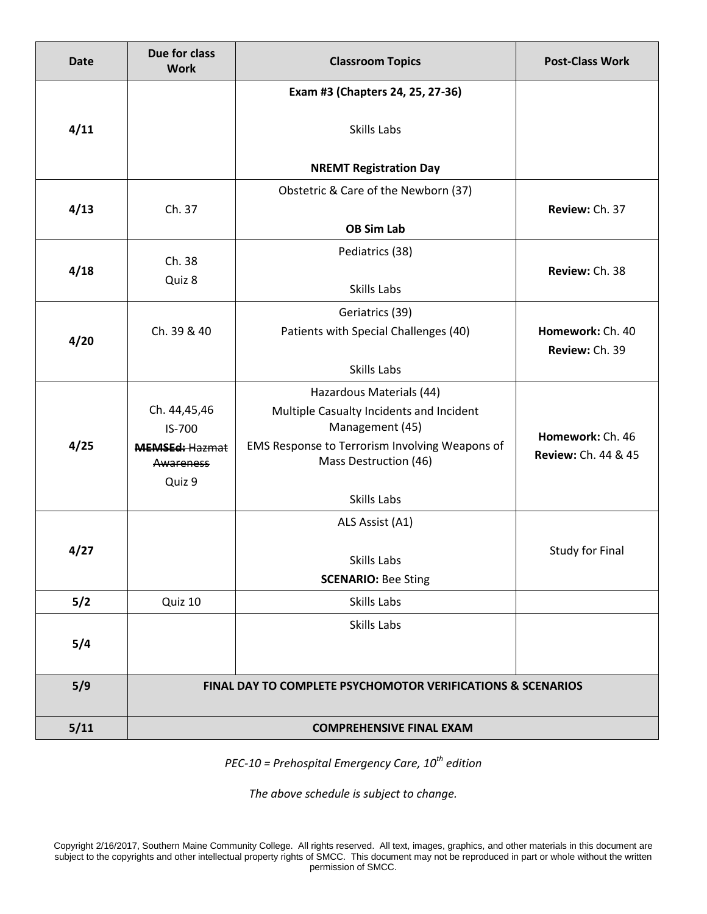| Date | Due for class Work | Classroom Topics | Post-Class Work |
|---|---|---|---|
| 4/11 | | **Exam #3 (Chapters 24, 25, 27-36)**<br><br>Skills Labs<br><br>**NREMT Registration Day** | |
| 4/13 | Ch. 37 | Obstetric & Care of the Newborn (37)<br><br>**OB Sim Lab** | **Review:** Ch. 37 |
| 4/18 | Ch. 38<br>Quiz 8 | Pediatrics (38)<br><br>Skills Labs | **Review:** Ch. 38 |
| 4/20 | Ch. 39 & 40 | Geriatrics (39)<br>Patients with Special Challenges (40)<br><br>Skills Labs | **Homework:** Ch. 40<br>**Review:** Ch. 39 |
| 4/25 | Ch. 44,45,46<br>IS-700<br>~~**MEMSEd:** Hazmat Awareness~~<br>Quiz 9 | Hazardous Materials (44)<br>Multiple Casualty Incidents and Incident Management (45)<br>EMS Response to Terrorism Involving Weapons of Mass Destruction (46)<br><br>Skills Labs | **Homework:** Ch. 46<br>**Review:** Ch. 44 & 45 |
| 4/27 | | ALS Assist (A1)<br><br>Skills Labs<br>**SCENARIO:** Bee Sting | Study for Final |
| 5/2 | Quiz 10 | Skills Labs | |
| 5/4 | | Skills Labs | |
| 5/9 | **FINAL DAY TO COMPLETE PSYCHOMOTOR VERIFICATIONS & SCENARIOS** | | |
| 5/11 | **COMPREHENSIVE FINAL EXAM** | | |

*PEC-10 = Prehospital Emergency Care, 10th edition*

*The above schedule is subject to change.*

Copyright 2/16/2017, Southern Maine Community College. All rights reserved. All text, images, graphics, and other materials in this document are subject to the copyrights and other intellectual property rights of SMCC. This document may not be reproduced in part or whole without the written permission of SMCC.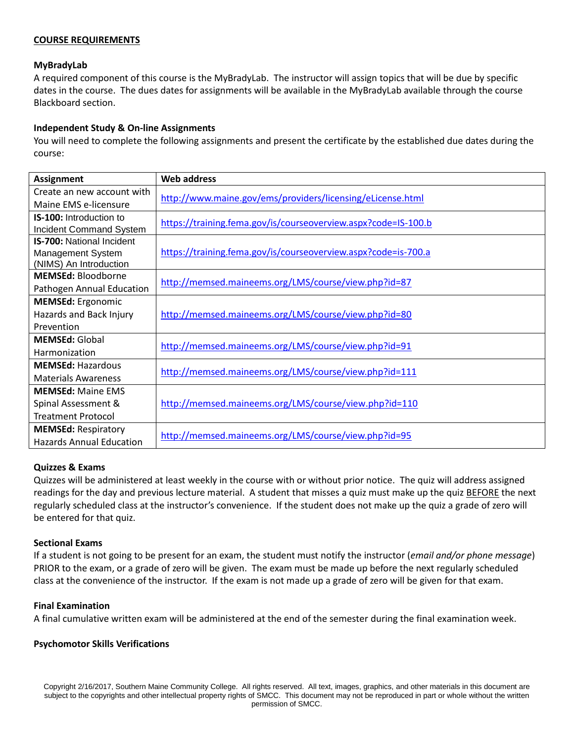## COURSE REQUIREMENTS

### MyBradyLab

A required component of this course is the MyBradyLab. The instructor will assign topics that will be due by specific dates in the course. The dues dates for assignments will be available in the MyBradyLab available through the course Blackboard section.

### Independent Study & On-line Assignments

You will need to complete the following assignments and present the certificate by the established due dates during the course:

| Assignment | Web address |
|---|---|
| Create an new account with Maine EMS e-licensure | http://www.maine.gov/ems/providers/licensing/eLicense.html |
| **IS-100:** Introduction to Incident Command System | https://training.fema.gov/is/courseoverview.aspx?code=IS-100.b |
| **IS-700:** National Incident Management System (NIMS) An Introduction | https://training.fema.gov/is/courseoverview.aspx?code=is-700.a |
| **MEMSEd:** Bloodborne Pathogen Annual Education | http://memsed.maineems.org/LMS/course/view.php?id=87 |
| **MEMSEd:** Ergonomic Hazards and Back Injury Prevention | http://memsed.maineems.org/LMS/course/view.php?id=80 |
| **MEMSEd:** Global Harmonization | http://memsed.maineems.org/LMS/course/view.php?id=91 |
| **MEMSEd:** Hazardous Materials Awareness | http://memsed.maineems.org/LMS/course/view.php?id=111 |
| **MEMSEd:** Maine EMS Spinal Assessment & Treatment Protocol | http://memsed.maineems.org/LMS/course/view.php?id=110 |
| **MEMSEd:** Respiratory Hazards Annual Education | http://memsed.maineems.org/LMS/course/view.php?id=95 |

### Quizzes & Exams

Quizzes will be administered at least weekly in the course with or without prior notice. The quiz will address assigned readings for the day and previous lecture material. A student that misses a quiz must make up the quiz BEFORE the next regularly scheduled class at the instructor's convenience. If the student does not make up the quiz a grade of zero will be entered for that quiz.

### Sectional Exams

If a student is not going to be present for an exam, the student must notify the instructor (*email and/or phone message*) PRIOR to the exam, or a grade of zero will be given. The exam must be made up before the next regularly scheduled class at the convenience of the instructor. If the exam is not made up a grade of zero will be given for that exam.

### Final Examination

A final cumulative written exam will be administered at the end of the semester during the final examination week.

### Psychomotor Skills Verifications

Copyright 2/16/2017, Southern Maine Community College. All rights reserved. All text, images, graphics, and other materials in this document are subject to the copyrights and other intellectual property rights of SMCC. This document may not be reproduced in part or whole without the written permission of SMCC.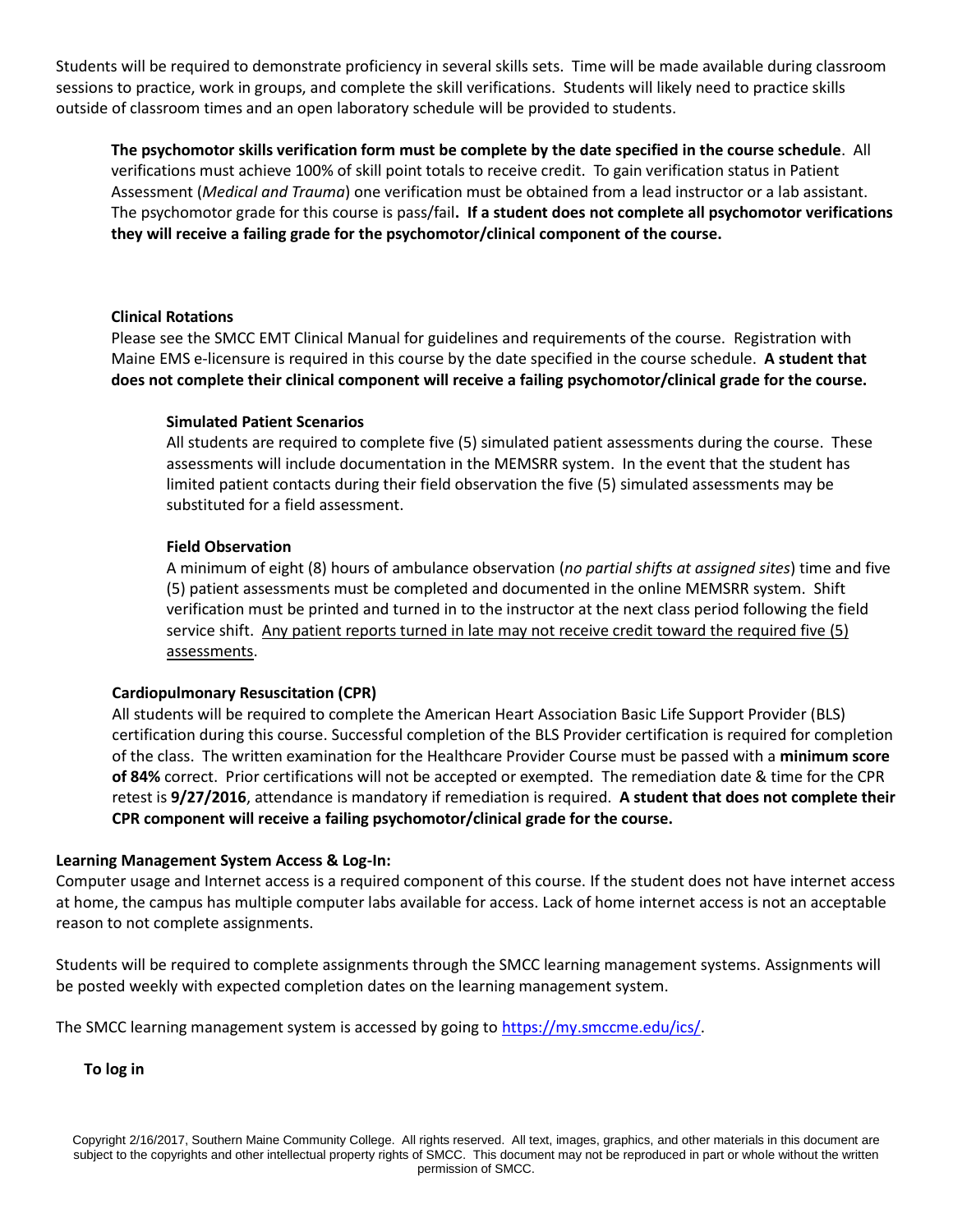Students will be required to demonstrate proficiency in several skills sets. Time will be made available during classroom sessions to practice, work in groups, and complete the skill verifications. Students will likely need to practice skills outside of classroom times and an open laboratory schedule will be provided to students.

**The psychomotor skills verification form must be complete by the date specified in the course schedule**. All verifications must achieve 100% of skill point totals to receive credit. To gain verification status in Patient Assessment (*Medical and Trauma*) one verification must be obtained from a lead instructor or a lab assistant. The psychomotor grade for this course is pass/fail**. If a student does not complete all psychomotor verifications they will receive a failing grade for the psychomotor/clinical component of the course.**

**Clinical Rotations**

Please see the SMCC EMT Clinical Manual for guidelines and requirements of the course. Registration with Maine EMS e-licensure is required in this course by the date specified in the course schedule. **A student that does not complete their clinical component will receive a failing psychomotor/clinical grade for the course.**

**Simulated Patient Scenarios**

All students are required to complete five (5) simulated patient assessments during the course. These assessments will include documentation in the MEMSRR system. In the event that the student has limited patient contacts during their field observation the five (5) simulated assessments may be substituted for a field assessment.

**Field Observation**

A minimum of eight (8) hours of ambulance observation (*no partial shifts at assigned sites*) time and five (5) patient assessments must be completed and documented in the online MEMSRR system. Shift verification must be printed and turned in to the instructor at the next class period following the field service shift. <u>Any patient reports turned in late may not receive credit toward the required five (5) assessments</u>.

**Cardiopulmonary Resuscitation (CPR)**

All students will be required to complete the American Heart Association Basic Life Support Provider (BLS) certification during this course. Successful completion of the BLS Provider certification is required for completion of the class. The written examination for the Healthcare Provider Course must be passed with a **minimum score of 84%** correct. Prior certifications will not be accepted or exempted. The remediation date & time for the CPR retest is **9/27/2016**, attendance is mandatory if remediation is required. **A student that does not complete their CPR component will receive a failing psychomotor/clinical grade for the course.**

**Learning Management System Access & Log-In:**

Computer usage and Internet access is a required component of this course. If the student does not have internet access at home, the campus has multiple computer labs available for access. Lack of home internet access is not an acceptable reason to not complete assignments.

Students will be required to complete assignments through the SMCC learning management systems. Assignments will be posted weekly with expected completion dates on the learning management system.

The SMCC learning management system is accessed by going to https://my.smccme.edu/ics/.

**To log in**

Copyright 2/16/2017, Southern Maine Community College. All rights reserved. All text, images, graphics, and other materials in this document are subject to the copyrights and other intellectual property rights of SMCC. This document may not be reproduced in part or whole without the written permission of SMCC.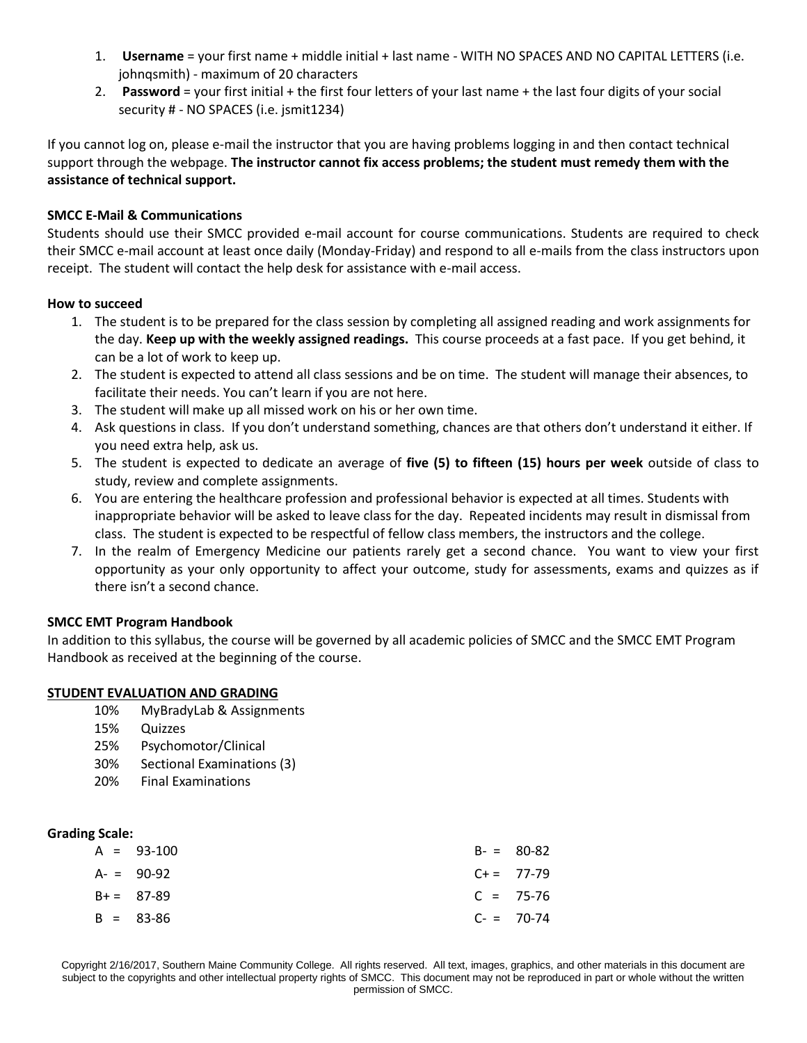1. **Username** = your first name + middle initial + last name - WITH NO SPACES AND NO CAPITAL LETTERS (i.e. johnqsmith) - maximum of 20 characters
2. **Password** = your first initial + the first four letters of your last name + the last four digits of your social security # - NO SPACES (i.e. jsmit1234)

If you cannot log on, please e-mail the instructor that you are having problems logging in and then contact technical support through the webpage. **The instructor cannot fix access problems; the student must remedy them with the assistance of technical support.**

**SMCC E-Mail & Communications**

Students should use their SMCC provided e-mail account for course communications. Students are required to check their SMCC e-mail account at least once daily (Monday-Friday) and respond to all e-mails from the class instructors upon receipt. The student will contact the help desk for assistance with e-mail access.

**How to succeed**

1. The student is to be prepared for the class session by completing all assigned reading and work assignments for the day. **Keep up with the weekly assigned readings.** This course proceeds at a fast pace. If you get behind, it can be a lot of work to keep up.
2. The student is expected to attend all class sessions and be on time. The student will manage their absences, to facilitate their needs. You can't learn if you are not here.
3. The student will make up all missed work on his or her own time.
4. Ask questions in class. If you don't understand something, chances are that others don't understand it either. If you need extra help, ask us.
5. The student is expected to dedicate an average of **five (5) to fifteen (15) hours per week** outside of class to study, review and complete assignments.
6. You are entering the healthcare profession and professional behavior is expected at all times. Students with inappropriate behavior will be asked to leave class for the day. Repeated incidents may result in dismissal from class. The student is expected to be respectful of fellow class members, the instructors and the college.
7. In the realm of Emergency Medicine our patients rarely get a second chance. You want to view your first opportunity as your only opportunity to affect your outcome, study for assessments, exams and quizzes as if there isn't a second chance.

**SMCC EMT Program Handbook**

In addition to this syllabus, the course will be governed by all academic policies of SMCC and the SMCC EMT Program Handbook as received at the beginning of the course.

**STUDENT EVALUATION AND GRADING**

- 10% MyBradyLab & Assignments
- 15% Quizzes
- 25% Psychomotor/Clinical
- 30% Sectional Examinations (3)
- 20% Final Examinations

**Grading Scale:**

| Grade | Range | Grade | Range |
|---|---|---|---|
| A = | 93-100 | B- = | 80-82 |
| A- = | 90-92 | C+ = | 77-79 |
| B+ = | 87-89 | C = | 75-76 |
| B = | 83-86 | C- = | 70-74 |

Copyright 2/16/2017, Southern Maine Community College. All rights reserved. All text, images, graphics, and other materials in this document are subject to the copyrights and other intellectual property rights of SMCC. This document may not be reproduced in part or whole without the written permission of SMCC.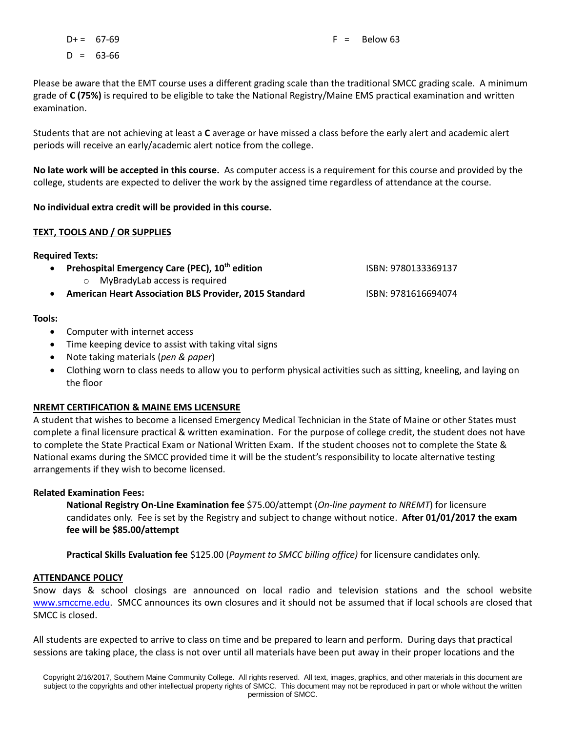D+ = 67-69 F = Below 63

D = 63-66

Please be aware that the EMT course uses a different grading scale than the traditional SMCC grading scale. A minimum grade of **C (75%)** is required to be eligible to take the National Registry/Maine EMS practical examination and written examination.

Students that are not achieving at least a **C** average or have missed a class before the early alert and academic alert periods will receive an early/academic alert notice from the college.

**No late work will be accepted in this course.** As computer access is a requirement for this course and provided by the college, students are expected to deliver the work by the assigned time regardless of attendance at the course.

**No individual extra credit will be provided in this course.**

## TEXT, TOOLS AND / OR SUPPLIES

**Required Texts:**

- **Prehospital Emergency Care (PEC), 10th edition** ISBN: 9780133369137
  - MyBradyLab access is required
- **American Heart Association BLS Provider, 2015 Standard** ISBN: 9781616694074

**Tools:**

- Computer with internet access
- Time keeping device to assist with taking vital signs
- Note taking materials (*pen & paper*)
- Clothing worn to class needs to allow you to perform physical activities such as sitting, kneeling, and laying on the floor

## NREMT CERTIFICATION & MAINE EMS LICENSURE

A student that wishes to become a licensed Emergency Medical Technician in the State of Maine or other States must complete a final licensure practical & written examination. For the purpose of college credit, the student does not have to complete the State Practical Exam or National Written Exam. If the student chooses not to complete the State & National exams during the SMCC provided time it will be the student's responsibility to locate alternative testing arrangements if they wish to become licensed.

**Related Examination Fees:**

**National Registry On-Line Examination fee** $75.00/attempt (*On-line payment to NREMT*) for licensure candidates only. Fee is set by the Registry and subject to change without notice. **After 01/01/2017 the exam fee will be $85.00/attempt**

**Practical Skills Evaluation fee** $125.00 (*Payment to SMCC billing office)* for licensure candidates only.

## ATTENDANCE POLICY

Snow days & school closings are announced on local radio and television stations and the school website www.smccme.edu. SMCC announces its own closures and it should not be assumed that if local schools are closed that SMCC is closed.

All students are expected to arrive to class on time and be prepared to learn and perform. During days that practical sessions are taking place, the class is not over until all materials have been put away in their proper locations and the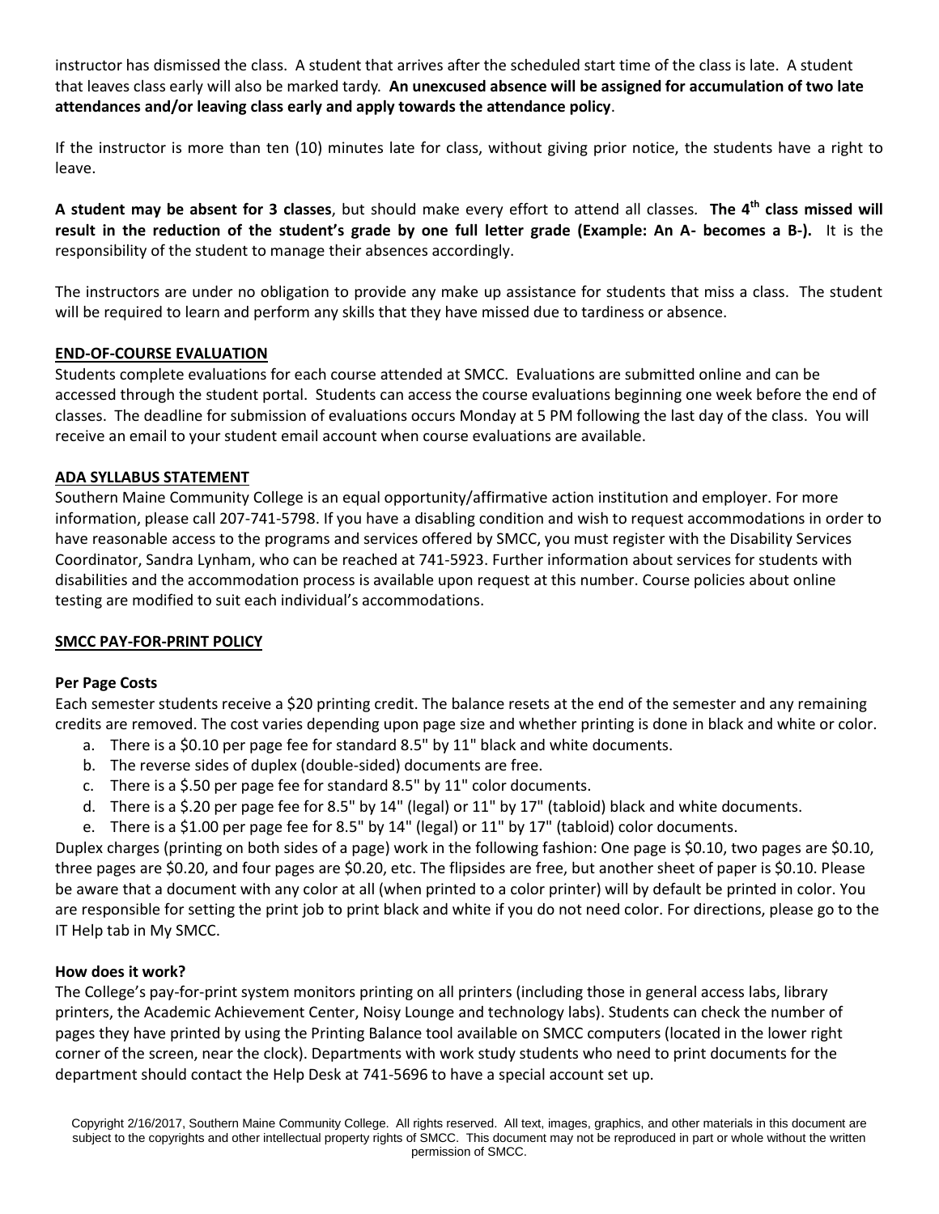instructor has dismissed the class. A student that arrives after the scheduled start time of the class is late. A student that leaves class early will also be marked tardy. **An unexcused absence will be assigned for accumulation of two late attendances and/or leaving class early and apply towards the attendance policy**.

If the instructor is more than ten (10) minutes late for class, without giving prior notice, the students have a right to leave.

**A student may be absent for 3 classes**, but should make every effort to attend all classes. **The 4th class missed will result in the reduction of the student's grade by one full letter grade (Example: An A- becomes a B-).** It is the responsibility of the student to manage their absences accordingly.

The instructors are under no obligation to provide any make up assistance for students that miss a class. The student will be required to learn and perform any skills that they have missed due to tardiness or absence.

## END-OF-COURSE EVALUATION

Students complete evaluations for each course attended at SMCC. Evaluations are submitted online and can be accessed through the student portal. Students can access the course evaluations beginning one week before the end of classes. The deadline for submission of evaluations occurs Monday at 5 PM following the last day of the class. You will receive an email to your student email account when course evaluations are available.

## ADA SYLLABUS STATEMENT

Southern Maine Community College is an equal opportunity/affirmative action institution and employer. For more information, please call 207-741-5798. If you have a disabling condition and wish to request accommodations in order to have reasonable access to the programs and services offered by SMCC, you must register with the Disability Services Coordinator, Sandra Lynham, who can be reached at 741-5923. Further information about services for students with disabilities and the accommodation process is available upon request at this number. Course policies about online testing are modified to suit each individual's accommodations.

## SMCC PAY-FOR-PRINT POLICY

### Per Page Costs

Each semester students receive a $20 printing credit. The balance resets at the end of the semester and any remaining credits are removed. The cost varies depending upon page size and whether printing is done in black and white or color.

a. There is a $0.10 per page fee for standard 8.5" by 11" black and white documents.
b. The reverse sides of duplex (double-sided) documents are free.
c. There is a $.50 per page fee for standard 8.5" by 11" color documents.
d. There is a $.20 per page fee for 8.5" by 14" (legal) or 11" by 17" (tabloid) black and white documents.
e. There is a $1.00 per page fee for 8.5" by 14" (legal) or 11" by 17" (tabloid) color documents.

Duplex charges (printing on both sides of a page) work in the following fashion: One page is $0.10, two pages are $0.10, three pages are $0.20, and four pages are $0.20, etc. The flipsides are free, but another sheet of paper is $0.10. Please be aware that a document with any color at all (when printed to a color printer) will by default be printed in color. You are responsible for setting the print job to print black and white if you do not need color. For directions, please go to the IT Help tab in My SMCC.

### How does it work?

The College's pay-for-print system monitors printing on all printers (including those in general access labs, library printers, the Academic Achievement Center, Noisy Lounge and technology labs). Students can check the number of pages they have printed by using the Printing Balance tool available on SMCC computers (located in the lower right corner of the screen, near the clock). Departments with work study students who need to print documents for the department should contact the Help Desk at 741-5696 to have a special account set up.

Copyright 2/16/2017, Southern Maine Community College. All rights reserved. All text, images, graphics, and other materials in this document are subject to the copyrights and other intellectual property rights of SMCC. This document may not be reproduced in part or whole without the written permission of SMCC.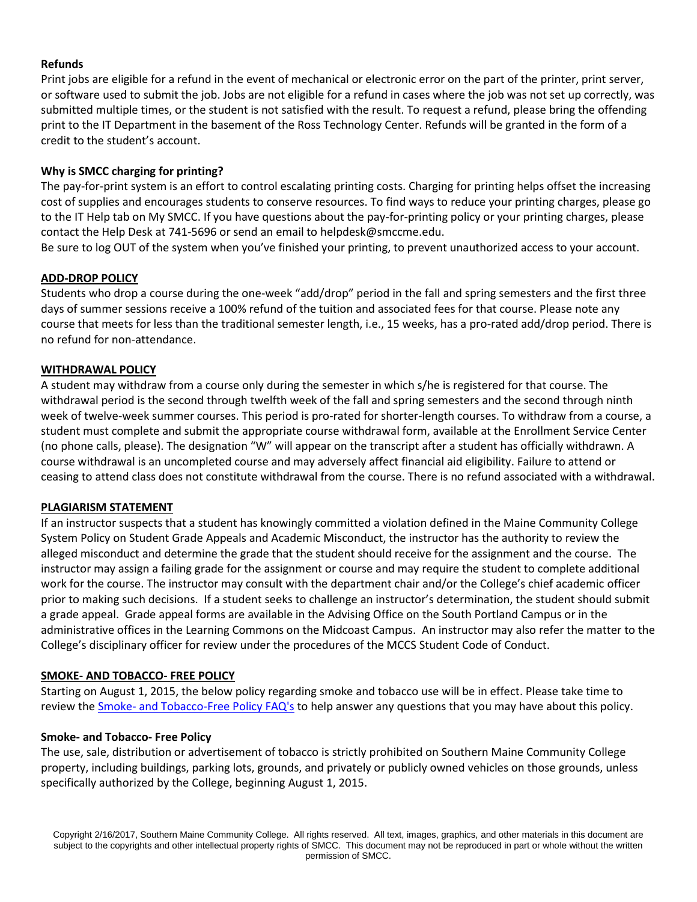**Refunds**

Print jobs are eligible for a refund in the event of mechanical or electronic error on the part of the printer, print server, or software used to submit the job. Jobs are not eligible for a refund in cases where the job was not set up correctly, was submitted multiple times, or the student is not satisfied with the result. To request a refund, please bring the offending print to the IT Department in the basement of the Ross Technology Center. Refunds will be granted in the form of a credit to the student's account.

**Why is SMCC charging for printing?**

The pay-for-print system is an effort to control escalating printing costs. Charging for printing helps offset the increasing cost of supplies and encourages students to conserve resources. To find ways to reduce your printing charges, please go to the IT Help tab on My SMCC. If you have questions about the pay-for-printing policy or your printing charges, please contact the Help Desk at 741-5696 or send an email to helpdesk@smccme.edu.

Be sure to log OUT of the system when you've finished your printing, to prevent unauthorized access to your account.

## ADD-DROP POLICY

Students who drop a course during the one-week "add/drop" period in the fall and spring semesters and the first three days of summer sessions receive a 100% refund of the tuition and associated fees for that course. Please note any course that meets for less than the traditional semester length, i.e., 15 weeks, has a pro-rated add/drop period. There is no refund for non-attendance.

## WITHDRAWAL POLICY

A student may withdraw from a course only during the semester in which s/he is registered for that course. The withdrawal period is the second through twelfth week of the fall and spring semesters and the second through ninth week of twelve-week summer courses. This period is pro-rated for shorter-length courses. To withdraw from a course, a student must complete and submit the appropriate course withdrawal form, available at the Enrollment Service Center (no phone calls, please). The designation "W" will appear on the transcript after a student has officially withdrawn. A course withdrawal is an uncompleted course and may adversely affect financial aid eligibility. Failure to attend or ceasing to attend class does not constitute withdrawal from the course. There is no refund associated with a withdrawal.

## PLAGIARISM STATEMENT

If an instructor suspects that a student has knowingly committed a violation defined in the Maine Community College System Policy on Student Grade Appeals and Academic Misconduct, the instructor has the authority to review the alleged misconduct and determine the grade that the student should receive for the assignment and the course. The instructor may assign a failing grade for the assignment or course and may require the student to complete additional work for the course. The instructor may consult with the department chair and/or the College's chief academic officer prior to making such decisions. If a student seeks to challenge an instructor's determination, the student should submit a grade appeal. Grade appeal forms are available in the Advising Office on the South Portland Campus or in the administrative offices in the Learning Commons on the Midcoast Campus. An instructor may also refer the matter to the College's disciplinary officer for review under the procedures of the MCCS Student Code of Conduct.

## SMOKE- AND TOBACCO- FREE POLICY

Starting on August 1, 2015, the below policy regarding smoke and tobacco use will be in effect. Please take time to review the Smoke- and Tobacco-Free Policy FAQ's to help answer any questions that you may have about this policy.

**Smoke- and Tobacco- Free Policy**

The use, sale, distribution or advertisement of tobacco is strictly prohibited on Southern Maine Community College property, including buildings, parking lots, grounds, and privately or publicly owned vehicles on those grounds, unless specifically authorized by the College, beginning August 1, 2015.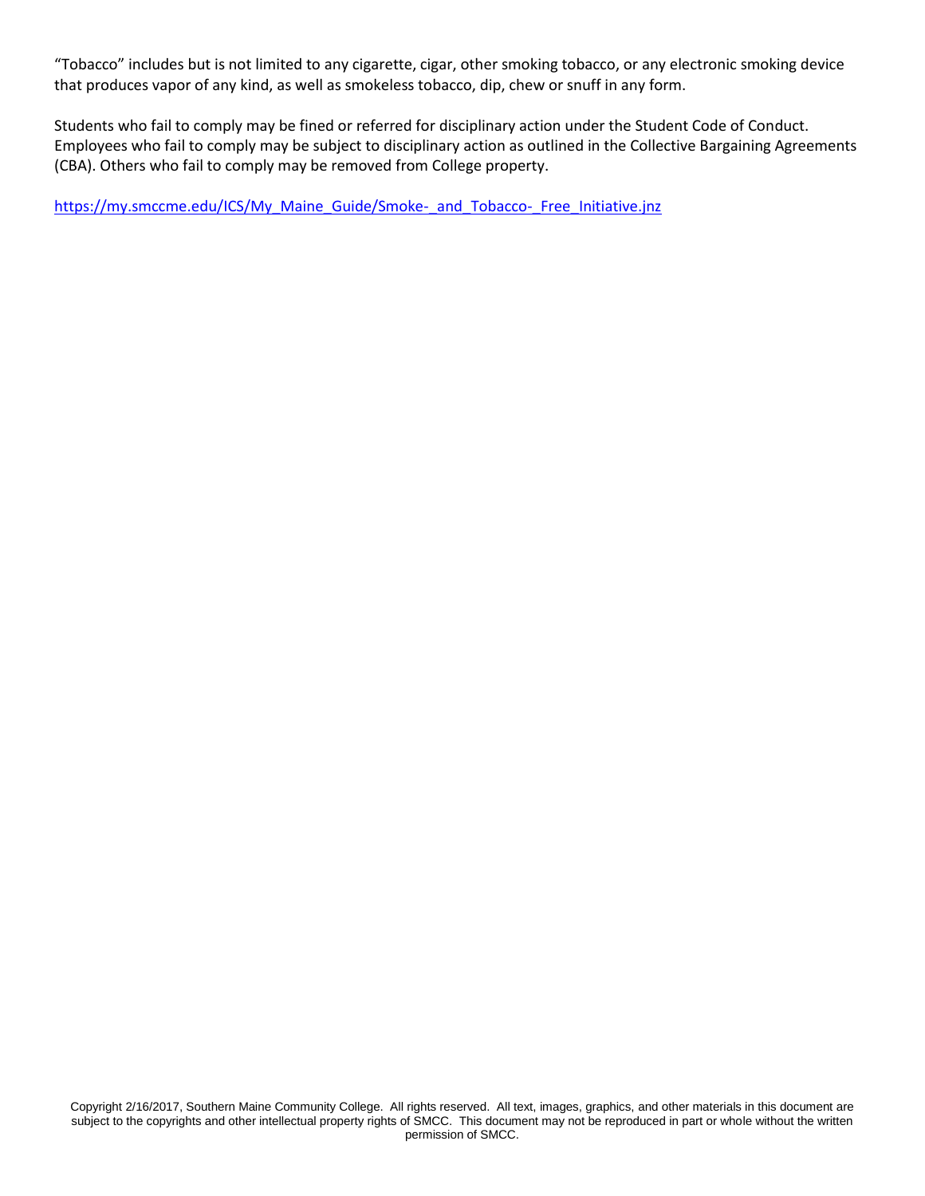"Tobacco" includes but is not limited to any cigarette, cigar, other smoking tobacco, or any electronic smoking device that produces vapor of any kind, as well as smokeless tobacco, dip, chew or snuff in any form.

Students who fail to comply may be fined or referred for disciplinary action under the Student Code of Conduct. Employees who fail to comply may be subject to disciplinary action as outlined in the Collective Bargaining Agreements (CBA). Others who fail to comply may be removed from College property.

https://my.smccme.edu/ICS/My_Maine_Guide/Smoke-_and_Tobacco-_Free_Initiative.jnz

Copyright 2/16/2017, Southern Maine Community College. All rights reserved. All text, images, graphics, and other materials in this document are subject to the copyrights and other intellectual property rights of SMCC. This document may not be reproduced in part or whole without the written permission of SMCC.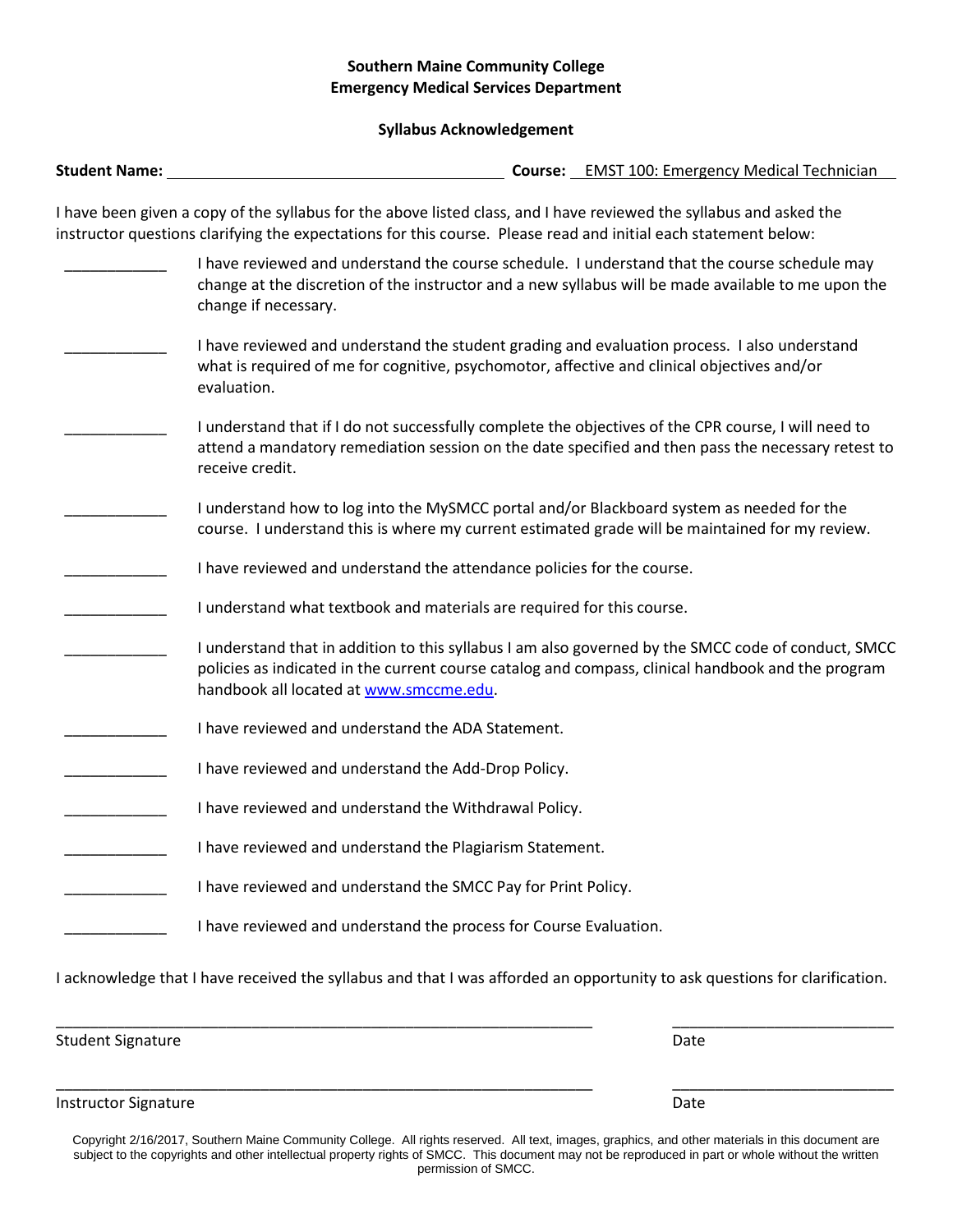**Southern Maine Community College**
**Emergency Medical Services Department**

**Syllabus Acknowledgement**

**Student Name:** ______________________________ **Course:** EMST 100: Emergency Medical Technician

I have been given a copy of the syllabus for the above listed class, and I have reviewed the syllabus and asked the instructor questions clarifying the expectations for this course. Please read and initial each statement below:

____________ I have reviewed and understand the course schedule. I understand that the course schedule may change at the discretion of the instructor and a new syllabus will be made available to me upon the change if necessary.

____________ I have reviewed and understand the student grading and evaluation process. I also understand what is required of me for cognitive, psychomotor, affective and clinical objectives and/or evaluation.

____________ I understand that if I do not successfully complete the objectives of the CPR course, I will need to attend a mandatory remediation session on the date specified and then pass the necessary retest to receive credit.

____________ I understand how to log into the MySMCC portal and/or Blackboard system as needed for the course. I understand this is where my current estimated grade will be maintained for my review.

____________ I have reviewed and understand the attendance policies for the course.

____________ I understand what textbook and materials are required for this course.

____________ I understand that in addition to this syllabus I am also governed by the SMCC code of conduct, SMCC policies as indicated in the current course catalog and compass, clinical handbook and the program handbook all located at www.smccme.edu.

____________ I have reviewed and understand the ADA Statement.

____________ I have reviewed and understand the Add-Drop Policy.

____________ I have reviewed and understand the Withdrawal Policy.

____________ I have reviewed and understand the Plagiarism Statement.

____________ I have reviewed and understand the SMCC Pay for Print Policy.

____________ I have reviewed and understand the process for Course Evaluation.

I acknowledge that I have received the syllabus and that I was afforded an opportunity to ask questions for clarification.

____________________________________________ ____________________

Student Signature Date

____________________________________________ ____________________

Instructor Signature Date

Copyright 2/16/2017, Southern Maine Community College. All rights reserved. All text, images, graphics, and other materials in this document are subject to the copyrights and other intellectual property rights of SMCC. This document may not be reproduced in part or whole without the written permission of SMCC.